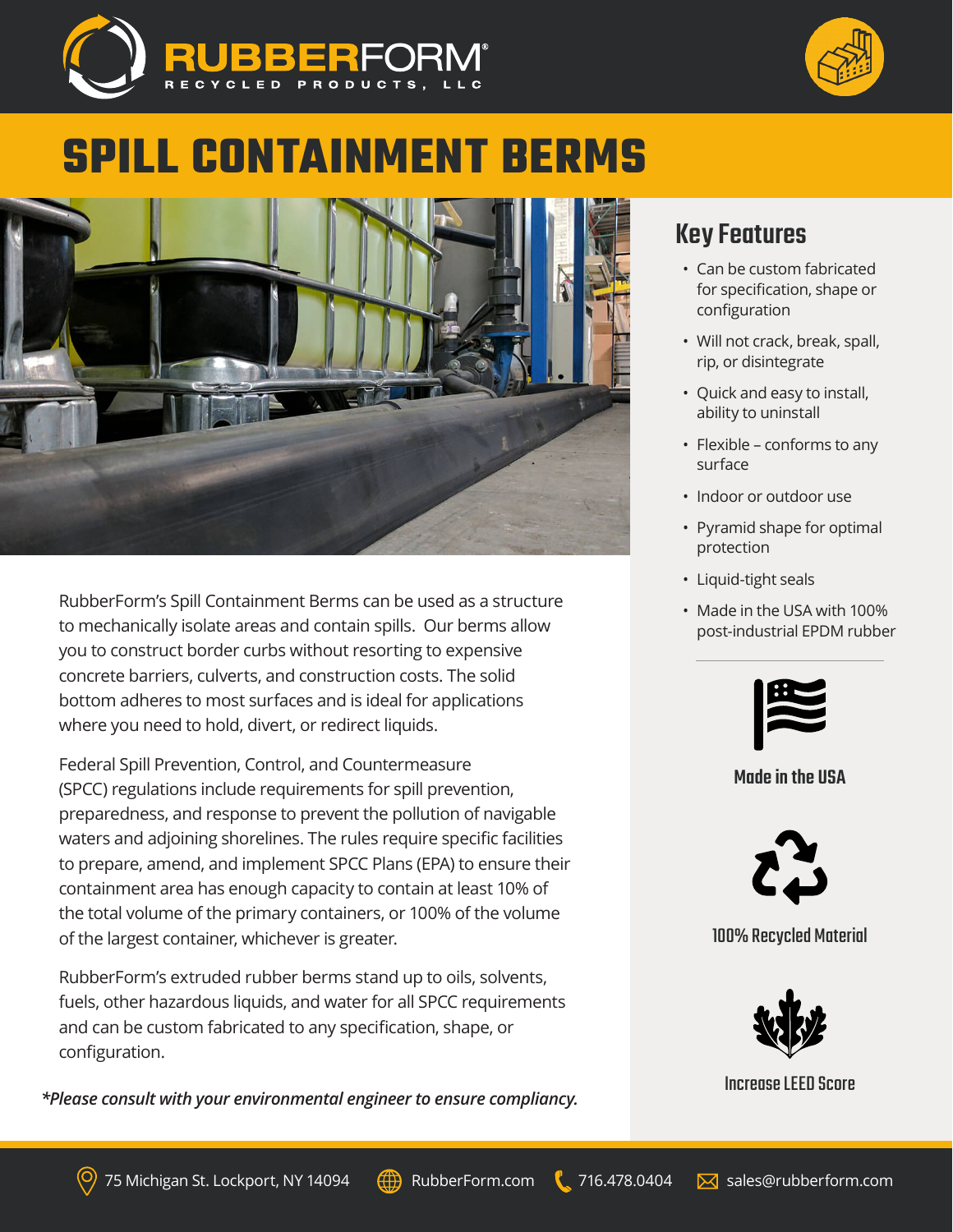RUBBERFORM®
RECYCLED PRODUCTS, LLC

# SPILL CONTAINMENT BERMS

RubberForm's Spill Containment Berms can be used as a structure to mechanically isolate areas and contain spills. Our berms allow you to construct border curbs without resorting to expensive concrete barriers, culverts, and construction costs. The solid bottom adheres to most surfaces and is ideal for applications where you need to hold, divert, or redirect liquids.

Federal Spill Prevention, Control, and Countermeasure (SPCC) regulations include requirements for spill prevention, preparedness, and response to prevent the pollution of navigable waters and adjoining shorelines. The rules require specific facilities to prepare, amend, and implement SPCC Plans (EPA) to ensure their containment area has enough capacity to contain at least 10% of the total volume of the primary containers, or 100% of the volume of the largest container, whichever is greater.

RubberForm's extruded rubber berms stand up to oils, solvents, fuels, other hazardous liquids, and water for all SPCC requirements and can be custom fabricated to any specification, shape, or configuration.

***Please consult with your environmental engineer to ensure compliancy.***

## Key Features

- Can be custom fabricated for specification, shape or configuration
- Will not crack, break, spall, rip, or disintegrate
- Quick and easy to install, ability to uninstall
- Flexible – conforms to any surface
- Indoor or outdoor use
- Pyramid shape for optimal protection
- Liquid-tight seals
- Made in the USA with 100% post-industrial EPDM rubber

**Made in the USA**

**100% Recycled Material**

**Increase LEED Score**

75 Michigan St. Lockport, NY 14094 | RubberForm.com | 716.478.0404 | sales@rubberform.com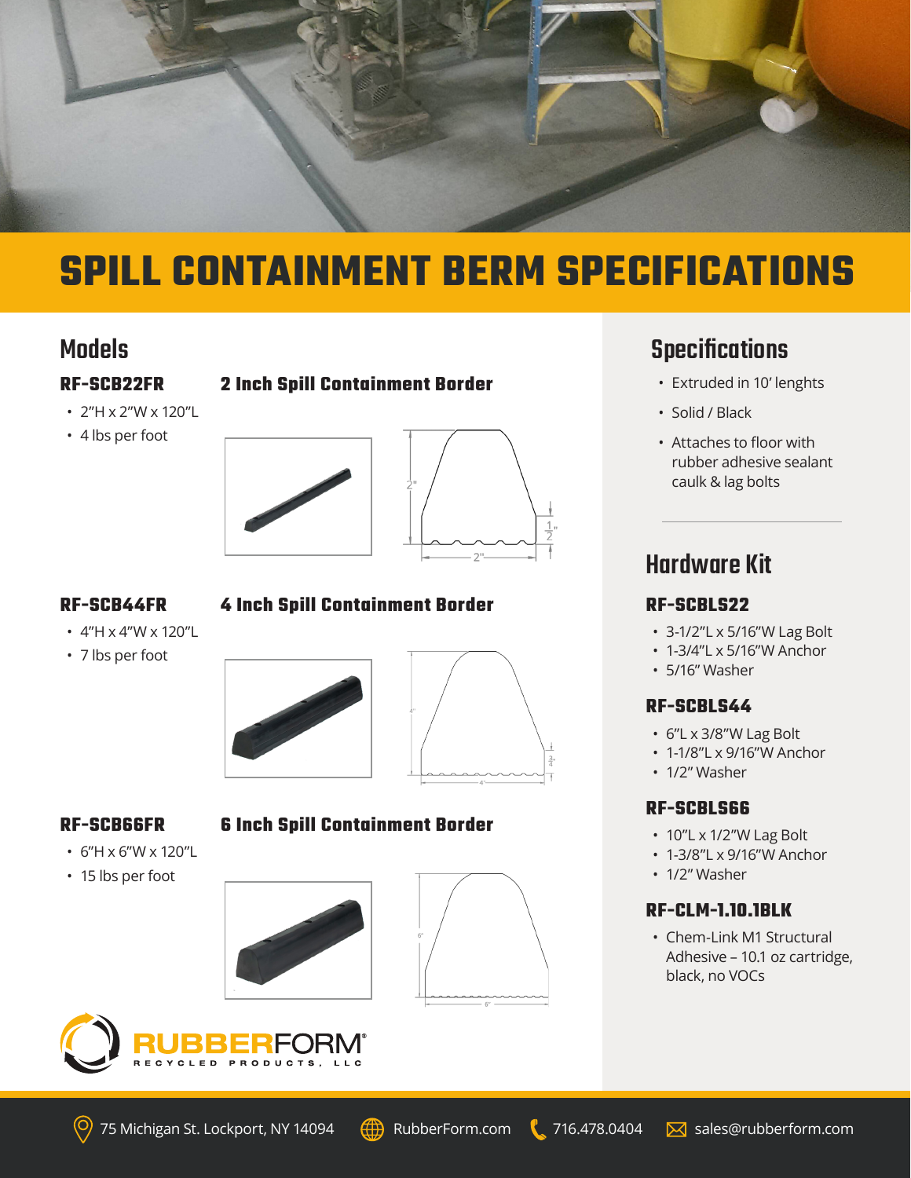# SPILL CONTAINMENT BERM SPECIFICATIONS

## Models

### RF-SCB22FR — 2 Inch Spill Containment Border

- 2"H x 2"W x 120"L
- 4 lbs per foot

2"

1/2"

2"

### RF-SCB44FR — 4 Inch Spill Containment Border

- 4"H x 4"W x 120"L
- 7 lbs per foot

4"

3/4"

4"

### RF-SCB66FR — 6 Inch Spill Containment Border

- 6"H x 6"W x 120"L
- 15 lbs per foot

6"

6"

## Specifications

- Extruded in 10' lenghts
- Solid / Black
- Attaches to floor with rubber adhesive sealant caulk & lag bolts

## Hardware Kit

### RF-SCBLS22

- 3-1/2"L x 5/16"W Lag Bolt
- 1-3/4"L x 5/16"W Anchor
- 5/16" Washer

### RF-SCBLS44

- 6"L x 3/8"W Lag Bolt
- 1-1/8"L x 9/16"W Anchor
- 1/2" Washer

### RF-SCBLS66

- 10"L x 1/2"W Lag Bolt
- 1-3/8"L x 9/16"W Anchor
- 1/2" Washer

### RF-CLM-1.10.1BLK

- Chem-Link M1 Structural Adhesive – 10.1 oz cartridge, black, no VOCs

RUBBERFORM® RECYCLED PRODUCTS, LLC

75 Michigan St. Lockport, NY 14094 | RubberForm.com | 716.478.0404 | sales@rubberform.com